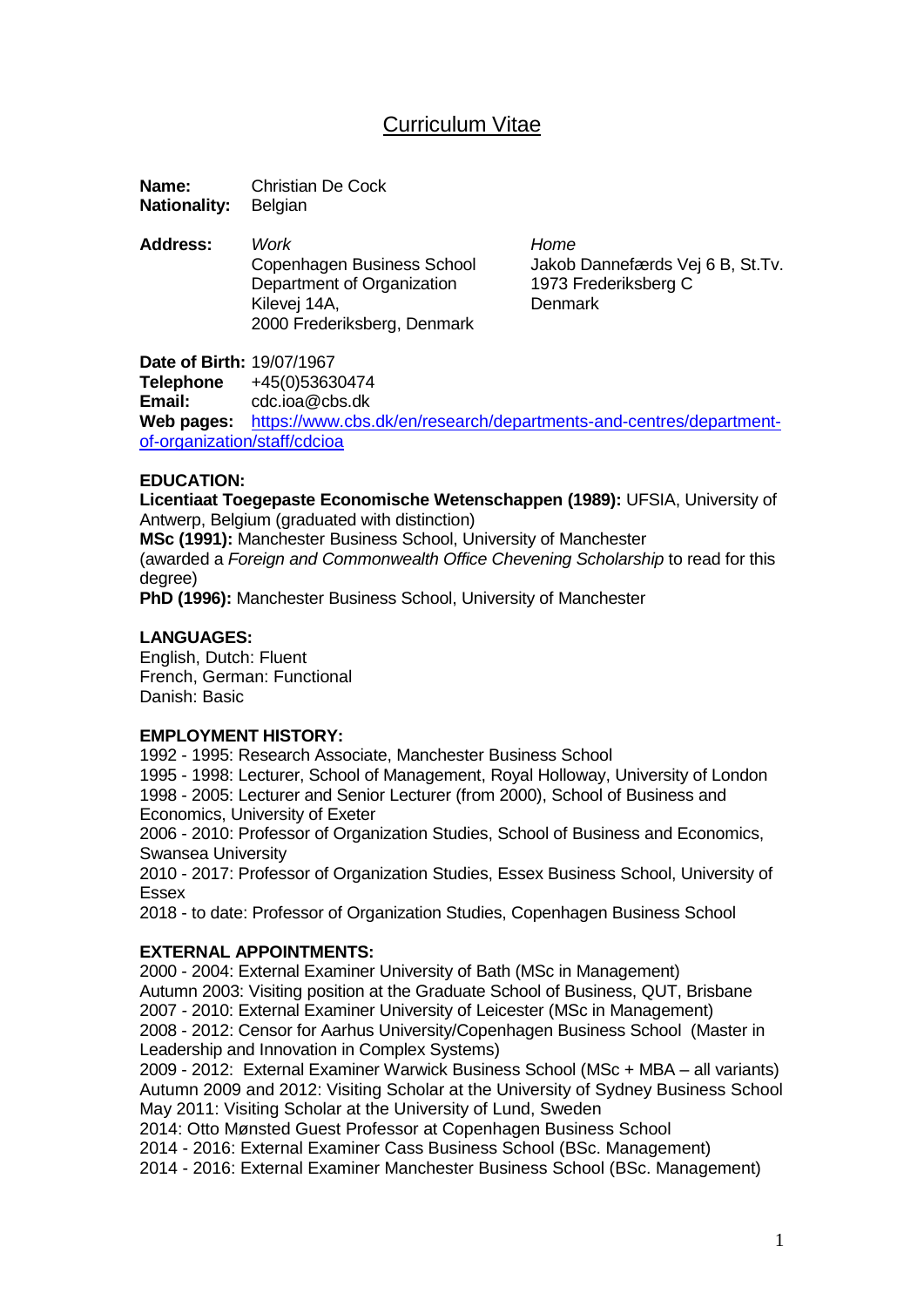# Curriculum Vitae

**Name:** Christian De Cock
**Nationality:** Belgian

**Address:**

*Work*
Copenhagen Business School
Department of Organization
Kilevej 14A,
2000 Frederiksberg, Denmark

*Home*
Jakob Dannefærds Vej 6 B, St.Tv.
1973 Frederiksberg C
Denmark

**Date of Birth:** 19/07/1967
**Telephone** +45(0)53630474
**Email:** cdc.ioa@cbs.dk
**Web pages:** https://www.cbs.dk/en/research/departments-and-centres/department-of-organization/staff/cdcioa

## EDUCATION:

**Licentiaat Toegepaste Economische Wetenschappen (1989):** UFSIA, University of Antwerp, Belgium (graduated with distinction)
**MSc (1991):** Manchester Business School, University of Manchester
(awarded a *Foreign and Commonwealth Office Chevening Scholarship* to read for this degree)
**PhD (1996):** Manchester Business School, University of Manchester

## LANGUAGES:

English, Dutch: Fluent
French, German: Functional
Danish: Basic

## EMPLOYMENT HISTORY:

1992 - 1995: Research Associate, Manchester Business School
1995 - 1998: Lecturer, School of Management, Royal Holloway, University of London
1998 - 2005: Lecturer and Senior Lecturer (from 2000), School of Business and Economics, University of Exeter
2006 - 2010: Professor of Organization Studies, School of Business and Economics, Swansea University
2010 - 2017: Professor of Organization Studies, Essex Business School, University of Essex
2018 - to date: Professor of Organization Studies, Copenhagen Business School

## EXTERNAL APPOINTMENTS:

2000 - 2004: External Examiner University of Bath (MSc in Management)
Autumn 2003: Visiting position at the Graduate School of Business, QUT, Brisbane
2007 - 2010: External Examiner University of Leicester (MSc in Management)
2008 - 2012: Censor for Aarhus University/Copenhagen Business School (Master in Leadership and Innovation in Complex Systems)
2009 - 2012: External Examiner Warwick Business School (MSc + MBA – all variants)
Autumn 2009 and 2012: Visiting Scholar at the University of Sydney Business School
May 2011: Visiting Scholar at the University of Lund, Sweden
2014: Otto Mønsted Guest Professor at Copenhagen Business School
2014 - 2016: External Examiner Cass Business School (BSc. Management)
2014 - 2016: External Examiner Manchester Business School (BSc. Management)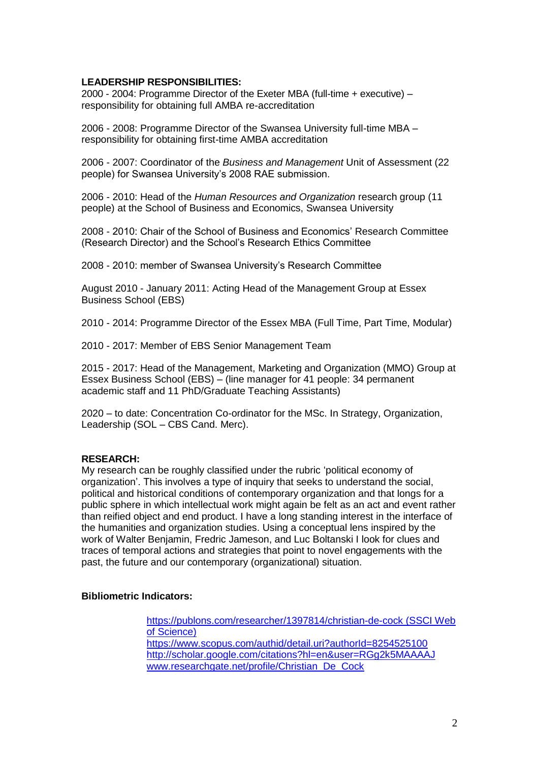**LEADERSHIP RESPONSIBILITIES:**

2000 - 2004: Programme Director of the Exeter MBA (full-time + executive) – responsibility for obtaining full AMBA re-accreditation

2006 - 2008: Programme Director of the Swansea University full-time MBA – responsibility for obtaining first-time AMBA accreditation

2006 - 2007: Coordinator of the *Business and Management* Unit of Assessment (22 people) for Swansea University's 2008 RAE submission.

2006 - 2010: Head of the *Human Resources and Organization* research group (11 people) at the School of Business and Economics, Swansea University

2008 - 2010: Chair of the School of Business and Economics' Research Committee (Research Director) and the School's Research Ethics Committee

2008 - 2010: member of Swansea University's Research Committee

August 2010 - January 2011: Acting Head of the Management Group at Essex Business School (EBS)

2010 - 2014: Programme Director of the Essex MBA (Full Time, Part Time, Modular)

2010 - 2017: Member of EBS Senior Management Team

2015 - 2017: Head of the Management, Marketing and Organization (MMO) Group at Essex Business School (EBS) – (line manager for 41 people: 34 permanent academic staff and 11 PhD/Graduate Teaching Assistants)

2020 – to date: Concentration Co-ordinator for the MSc. In Strategy, Organization, Leadership (SOL – CBS Cand. Merc).

**RESEARCH:**

My research can be roughly classified under the rubric 'political economy of organization'. This involves a type of inquiry that seeks to understand the social, political and historical conditions of contemporary organization and that longs for a public sphere in which intellectual work might again be felt as an act and event rather than reified object and end product. I have a long standing interest in the interface of the humanities and organization studies. Using a conceptual lens inspired by the work of Walter Benjamin, Fredric Jameson, and Luc Boltanski I look for clues and traces of temporal actions and strategies that point to novel engagements with the past, the future and our contemporary (organizational) situation.

**Bibliometric Indicators:**

https://publons.com/researcher/1397814/christian-de-cock (SSCI Web of Science)
https://www.scopus.com/authid/detail.uri?authorId=8254525100
http://scholar.google.com/citations?hl=en&user=RGg2k5MAAAAJ
www.researchgate.net/profile/Christian_De_Cock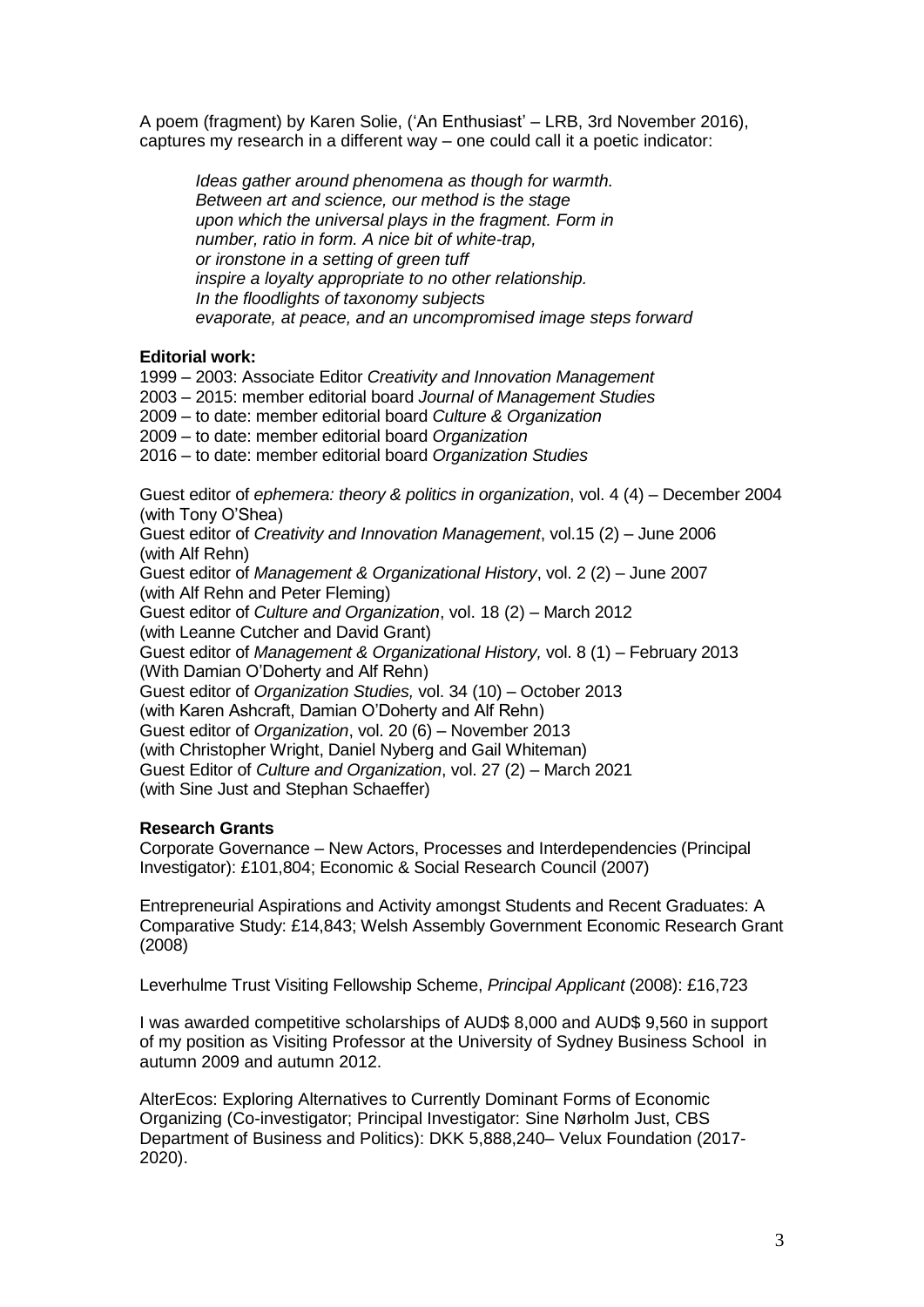A poem (fragment) by Karen Solie, ('An Enthusiast' – LRB, 3rd November 2016), captures my research in a different way – one could call it a poetic indicator:

> *Ideas gather around phenomena as though for warmth.*
> *Between art and science, our method is the stage*
> *upon which the universal plays in the fragment. Form in*
> *number, ratio in form. A nice bit of white-trap,*
> *or ironstone in a setting of green tuff*
> *inspire a loyalty appropriate to no other relationship.*
> *In the floodlights of taxonomy subjects*
> *evaporate, at peace, and an uncompromised image steps forward*

**Editorial work:**

1999 – 2003: Associate Editor *Creativity and Innovation Management*
2003 – 2015: member editorial board *Journal of Management Studies*
2009 – to date: member editorial board *Culture & Organization*
2009 – to date: member editorial board *Organization*
2016 – to date: member editorial board *Organization Studies*

Guest editor of *ephemera: theory & politics in organization*, vol. 4 (4) – December 2004 (with Tony O'Shea)
Guest editor of *Creativity and Innovation Management*, vol.15 (2) – June 2006 (with Alf Rehn)
Guest editor of *Management & Organizational History*, vol. 2 (2) – June 2007 (with Alf Rehn and Peter Fleming)
Guest editor of *Culture and Organization*, vol. 18 (2) – March 2012 (with Leanne Cutcher and David Grant)
Guest editor of *Management & Organizational History,* vol. 8 (1) – February 2013 (With Damian O'Doherty and Alf Rehn)
Guest editor of *Organization Studies,* vol. 34 (10) – October 2013 (with Karen Ashcraft, Damian O'Doherty and Alf Rehn)
Guest editor of *Organization*, vol. 20 (6) – November 2013 (with Christopher Wright, Daniel Nyberg and Gail Whiteman)
Guest Editor of *Culture and Organization*, vol. 27 (2) – March 2021 (with Sine Just and Stephan Schaeffer)

**Research Grants**

Corporate Governance – New Actors, Processes and Interdependencies (Principal Investigator): £101,804; Economic & Social Research Council (2007)

Entrepreneurial Aspirations and Activity amongst Students and Recent Graduates: A Comparative Study: £14,843; Welsh Assembly Government Economic Research Grant (2008)

Leverhulme Trust Visiting Fellowship Scheme, *Principal Applicant* (2008): £16,723

I was awarded competitive scholarships of AUD$ 8,000 and AUD$ 9,560 in support of my position as Visiting Professor at the University of Sydney Business School in autumn 2009 and autumn 2012.

AlterEcos: Exploring Alternatives to Currently Dominant Forms of Economic Organizing (Co-investigator; Principal Investigator: Sine Nørholm Just, CBS Department of Business and Politics): DKK 5,888,240– Velux Foundation (2017-2020).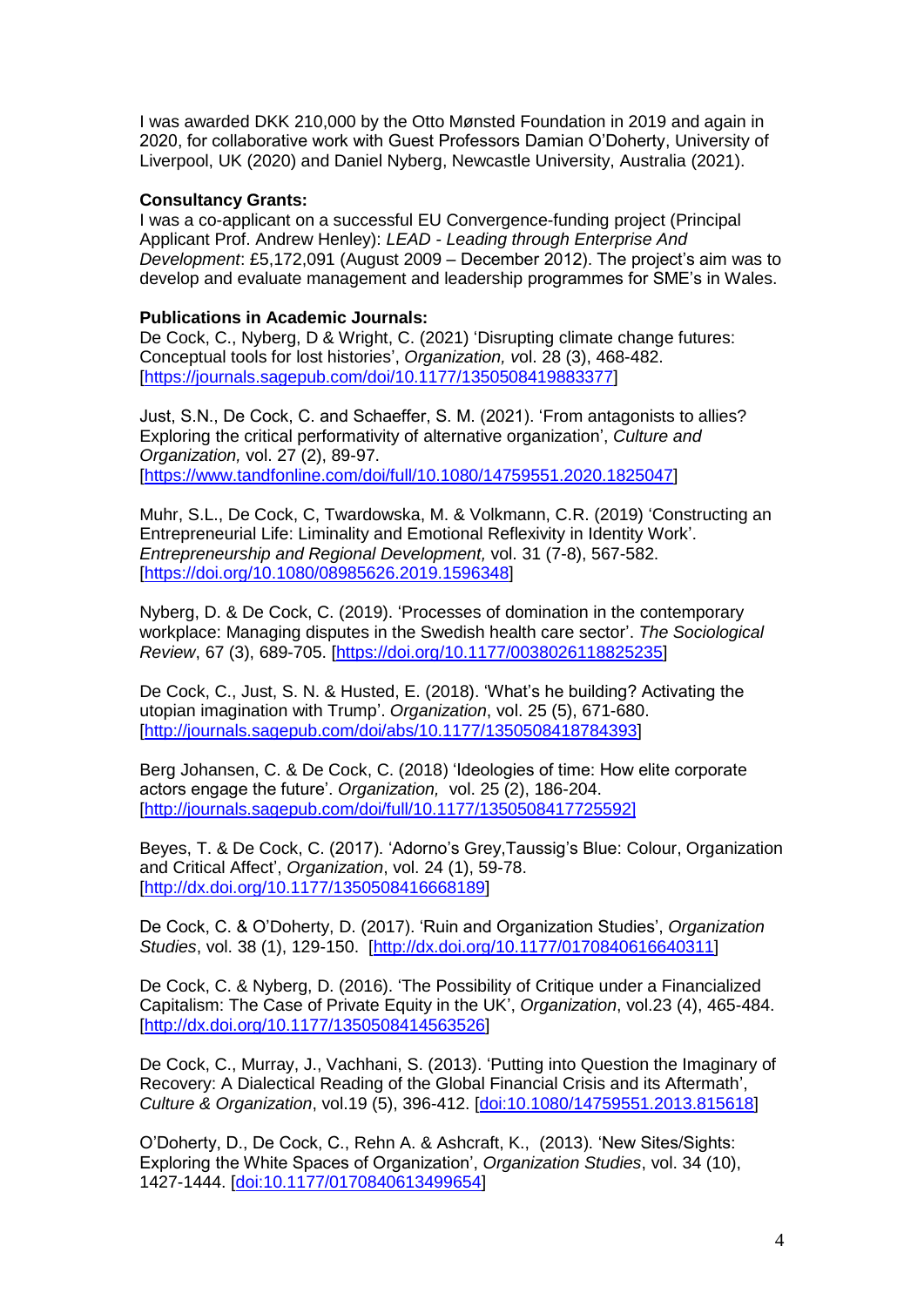I was awarded DKK 210,000 by the Otto Mønsted Foundation in 2019 and again in 2020, for collaborative work with Guest Professors Damian O'Doherty, University of Liverpool, UK (2020) and Daniel Nyberg, Newcastle University, Australia (2021).

**Consultancy Grants:**
I was a co-applicant on a successful EU Convergence-funding project (Principal Applicant Prof. Andrew Henley): *LEAD - Leading through Enterprise And Development*: £5,172,091 (August 2009 – December 2012). The project's aim was to develop and evaluate management and leadership programmes for SME's in Wales.

**Publications in Academic Journals:**
De Cock, C., Nyberg, D & Wright, C. (2021) 'Disrupting climate change futures: Conceptual tools for lost histories', *Organization, v*ol. 28 (3), 468-482. [https://journals.sagepub.com/doi/10.1177/1350508419883377]

Just, S.N., De Cock, C. and Schaeffer, S. M. (2021). 'From antagonists to allies? Exploring the critical performativity of alternative organization', *Culture and Organization,* vol. 27 (2), 89-97. [https://www.tandfonline.com/doi/full/10.1080/14759551.2020.1825047]

Muhr, S.L., De Cock, C, Twardowska, M. & Volkmann, C.R. (2019) 'Constructing an Entrepreneurial Life: Liminality and Emotional Reflexivity in Identity Work'. *Entrepreneurship and Regional Development,* vol. 31 (7-8), 567-582. [https://doi.org/10.1080/08985626.2019.1596348]

Nyberg, D. & De Cock, C. (2019). 'Processes of domination in the contemporary workplace: Managing disputes in the Swedish health care sector'. *The Sociological Review*, 67 (3), 689-705. [https://doi.org/10.1177/0038026118825235]

De Cock, C., Just, S. N. & Husted, E. (2018). 'What's he building? Activating the utopian imagination with Trump'. *Organization*, vol. 25 (5), 671-680. [http://journals.sagepub.com/doi/abs/10.1177/1350508418784393]

Berg Johansen, C. & De Cock, C. (2018) 'Ideologies of time: How elite corporate actors engage the future'. *Organization,* vol. 25 (2), 186-204. [http://journals.sagepub.com/doi/full/10.1177/1350508417725592]

Beyes, T. & De Cock, C. (2017). 'Adorno's Grey,Taussig's Blue: Colour, Organization and Critical Affect', *Organization*, vol. 24 (1), 59-78. [http://dx.doi.org/10.1177/1350508416668189]

De Cock, C. & O'Doherty, D. (2017). 'Ruin and Organization Studies', *Organization Studies*, vol. 38 (1), 129-150. [http://dx.doi.org/10.1177/0170840616640311]

De Cock, C. & Nyberg, D. (2016). 'The Possibility of Critique under a Financialized Capitalism: The Case of Private Equity in the UK', *Organization*, vol.23 (4), 465-484. [http://dx.doi.org/10.1177/1350508414563526]

De Cock, C., Murray, J., Vachhani, S. (2013). 'Putting into Question the Imaginary of Recovery: A Dialectical Reading of the Global Financial Crisis and its Aftermath', *Culture & Organization*, vol.19 (5), 396-412. [doi:10.1080/14759551.2013.815618]

O'Doherty, D., De Cock, C., Rehn A. & Ashcraft, K., (2013). 'New Sites/Sights: Exploring the White Spaces of Organization', *Organization Studies*, vol. 34 (10), 1427-1444. [doi:10.1177/0170840613499654]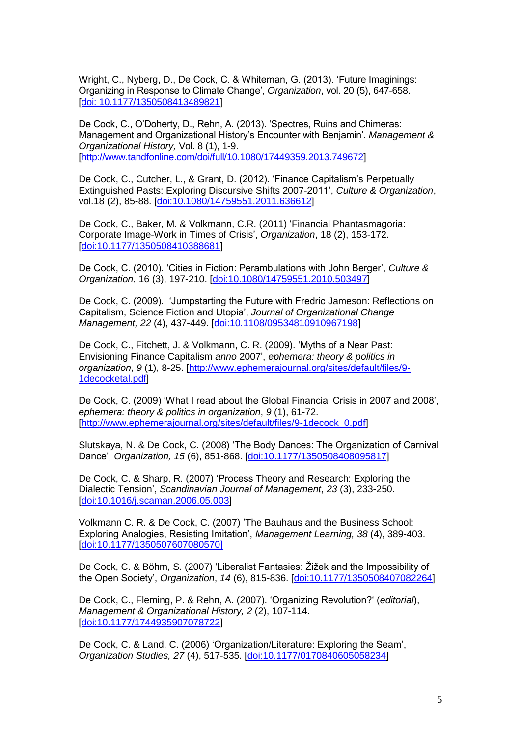Wright, C., Nyberg, D., De Cock, C. & Whiteman, G. (2013). 'Future Imaginings: Organizing in Response to Climate Change', *Organization*, vol. 20 (5), 647-658. [doi: 10.1177/1350508413489821]

De Cock, C., O'Doherty, D., Rehn, A. (2013). 'Spectres, Ruins and Chimeras: Management and Organizational History's Encounter with Benjamin'. *Management & Organizational History,* Vol. 8 (1), 1-9. [http://www.tandfonline.com/doi/full/10.1080/17449359.2013.749672]

De Cock, C., Cutcher, L., & Grant, D. (2012). 'Finance Capitalism's Perpetually Extinguished Pasts: Exploring Discursive Shifts 2007-2011', *Culture & Organization*, vol.18 (2), 85-88. [doi:10.1080/14759551.2011.636612]

De Cock, C., Baker, M. & Volkmann, C.R. (2011) 'Financial Phantasmagoria: Corporate Image-Work in Times of Crisis', *Organization*, 18 (2), 153-172. [doi:10.1177/1350508410388681]

De Cock, C. (2010). 'Cities in Fiction: Perambulations with John Berger', *Culture & Organization*, 16 (3), 197-210. [doi:10.1080/14759551.2010.503497]

De Cock, C. (2009). 'Jumpstarting the Future with Fredric Jameson: Reflections on Capitalism, Science Fiction and Utopia', *Journal of Organizational Change Management, 22* (4), 437-449. [doi:10.1108/09534810910967198]

De Cock, C., Fitchett, J. & Volkmann, C. R. (2009). 'Myths of a Near Past: Envisioning Finance Capitalism *anno* 2007', *ephemera: theory & politics in organization*, *9* (1), 8-25. [http://www.ephemerajournal.org/sites/default/files/9-1decocketal.pdf]

De Cock, C. (2009) 'What I read about the Global Financial Crisis in 2007 and 2008', *ephemera: theory & politics in organization*, *9* (1), 61-72. [http://www.ephemerajournal.org/sites/default/files/9-1decock_0.pdf]

Slutskaya, N. & De Cock, C. (2008) 'The Body Dances: The Organization of Carnival Dance', *Organization, 15* (6), 851-868. [doi:10.1177/1350508408095817]

De Cock, C. & Sharp, R. (2007) 'Process Theory and Research: Exploring the Dialectic Tension', *Scandinavian Journal of Management*, *23* (3), 233-250. [doi:10.1016/j.scaman.2006.05.003]

Volkmann C. R. & De Cock, C. (2007) 'The Bauhaus and the Business School: Exploring Analogies, Resisting Imitation', *Management Learning, 38* (4), 389-403. [doi:10.1177/1350507607080570]

De Cock, C. & Böhm, S. (2007) 'Liberalist Fantasies: Žižek and the Impossibility of the Open Society', *Organization*, *14* (6), 815-836. [doi:10.1177/1350508407082264]

De Cock, C., Fleming, P. & Rehn, A. (2007). 'Organizing Revolution?' (*editorial*), *Management & Organizational History, 2* (2), 107-114. [doi:10.1177/1744935907078722]

De Cock, C. & Land, C. (2006) 'Organization/Literature: Exploring the Seam', *Organization Studies, 27* (4), 517-535. [doi:10.1177/0170840605058234]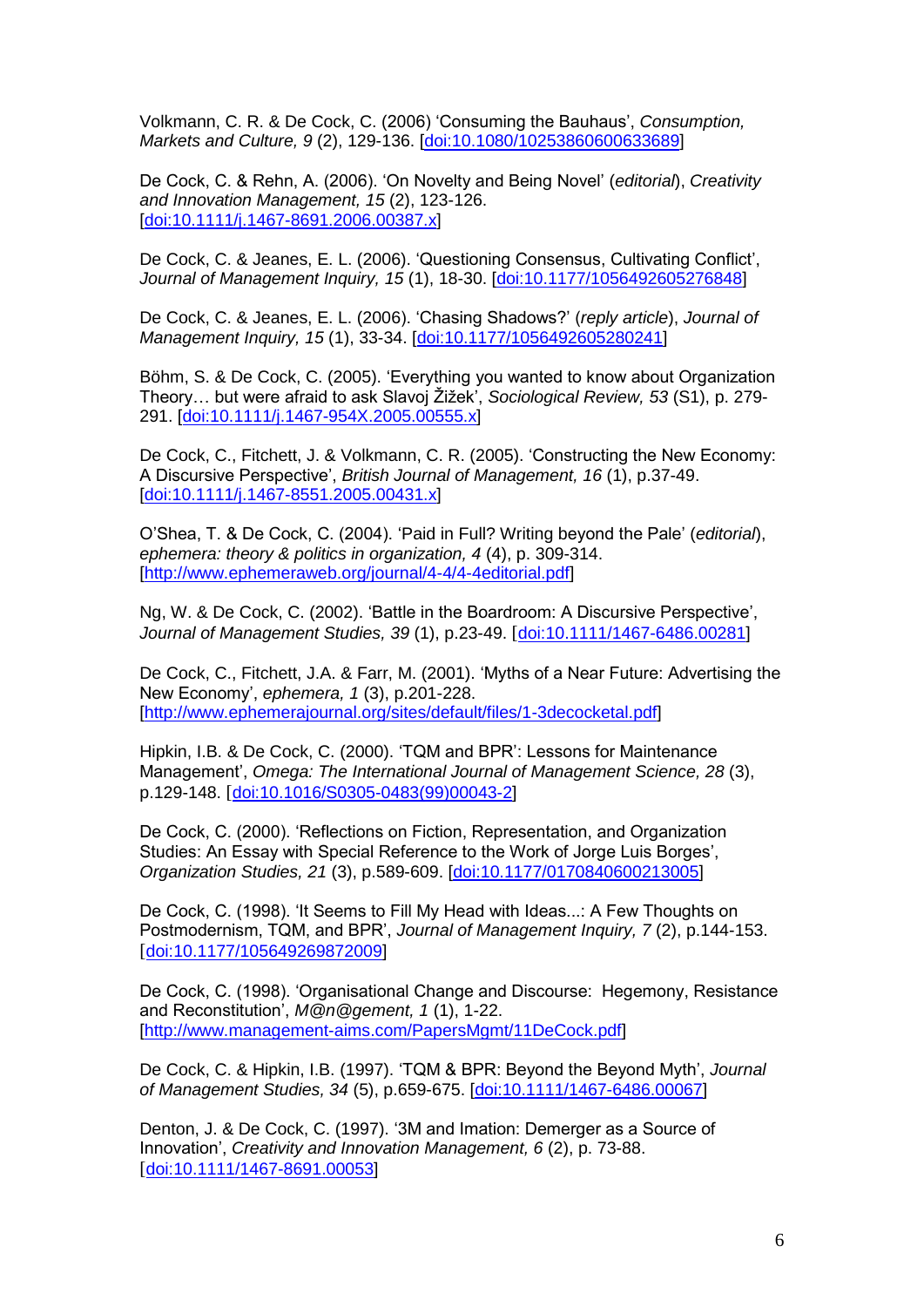Volkmann, C. R. & De Cock, C. (2006) 'Consuming the Bauhaus', *Consumption, Markets and Culture, 9* (2), 129-136. [doi:10.1080/10253860600633689]

De Cock, C. & Rehn, A. (2006). 'On Novelty and Being Novel' (*editorial*), *Creativity and Innovation Management, 15* (2), 123-126. [doi:10.1111/j.1467-8691.2006.00387.x]

De Cock, C. & Jeanes, E. L. (2006). 'Questioning Consensus, Cultivating Conflict', *Journal of Management Inquiry, 15* (1), 18-30. [doi:10.1177/1056492605276848]

De Cock, C. & Jeanes, E. L. (2006). 'Chasing Shadows?' (*reply article*), *Journal of Management Inquiry, 15* (1), 33-34. [doi:10.1177/1056492605280241]

Böhm, S. & De Cock, C. (2005). 'Everything you wanted to know about Organization Theory… but were afraid to ask Slavoj Žižek', *Sociological Review, 53* (S1), p. 279-291. [doi:10.1111/j.1467-954X.2005.00555.x]

De Cock, C., Fitchett, J. & Volkmann, C. R. (2005). 'Constructing the New Economy: A Discursive Perspective', *British Journal of Management, 16* (1), p.37-49. [doi:10.1111/j.1467-8551.2005.00431.x]

O'Shea, T. & De Cock, C. (2004). 'Paid in Full? Writing beyond the Pale' (*editorial*), *ephemera: theory & politics in organization, 4* (4), p. 309-314. [http://www.ephemeraweb.org/journal/4-4/4-4editorial.pdf]

Ng, W. & De Cock, C. (2002). 'Battle in the Boardroom: A Discursive Perspective', *Journal of Management Studies, 39* (1), p.23-49. [doi:10.1111/1467-6486.00281]

De Cock, C., Fitchett, J.A. & Farr, M. (2001). 'Myths of a Near Future: Advertising the New Economy', *ephemera, 1* (3), p.201-228. [http://www.ephemerajournal.org/sites/default/files/1-3decocketal.pdf]

Hipkin, I.B. & De Cock, C. (2000). 'TQM and BPR': Lessons for Maintenance Management', *Omega: The International Journal of Management Science, 28* (3), p.129-148. [doi:10.1016/S0305-0483(99)00043-2]

De Cock, C. (2000). 'Reflections on Fiction, Representation, and Organization Studies: An Essay with Special Reference to the Work of Jorge Luis Borges', *Organization Studies, 21* (3), p.589-609. [doi:10.1177/0170840600213005]

De Cock, C. (1998). 'It Seems to Fill My Head with Ideas...: A Few Thoughts on Postmodernism, TQM, and BPR', *Journal of Management Inquiry, 7* (2), p.144-153. [doi:10.1177/105649269872009]

De Cock, C. (1998). 'Organisational Change and Discourse: Hegemony, Resistance and Reconstitution', *M@n@gement, 1* (1), 1-22. [http://www.management-aims.com/PapersMgmt/11DeCock.pdf]

De Cock, C. & Hipkin, I.B. (1997). 'TQM & BPR: Beyond the Beyond Myth', *Journal of Management Studies, 34* (5), p.659-675. [doi:10.1111/1467-6486.00067]

Denton, J. & De Cock, C. (1997). '3M and Imation: Demerger as a Source of Innovation', *Creativity and Innovation Management, 6* (2), p. 73-88. [doi:10.1111/1467-8691.00053]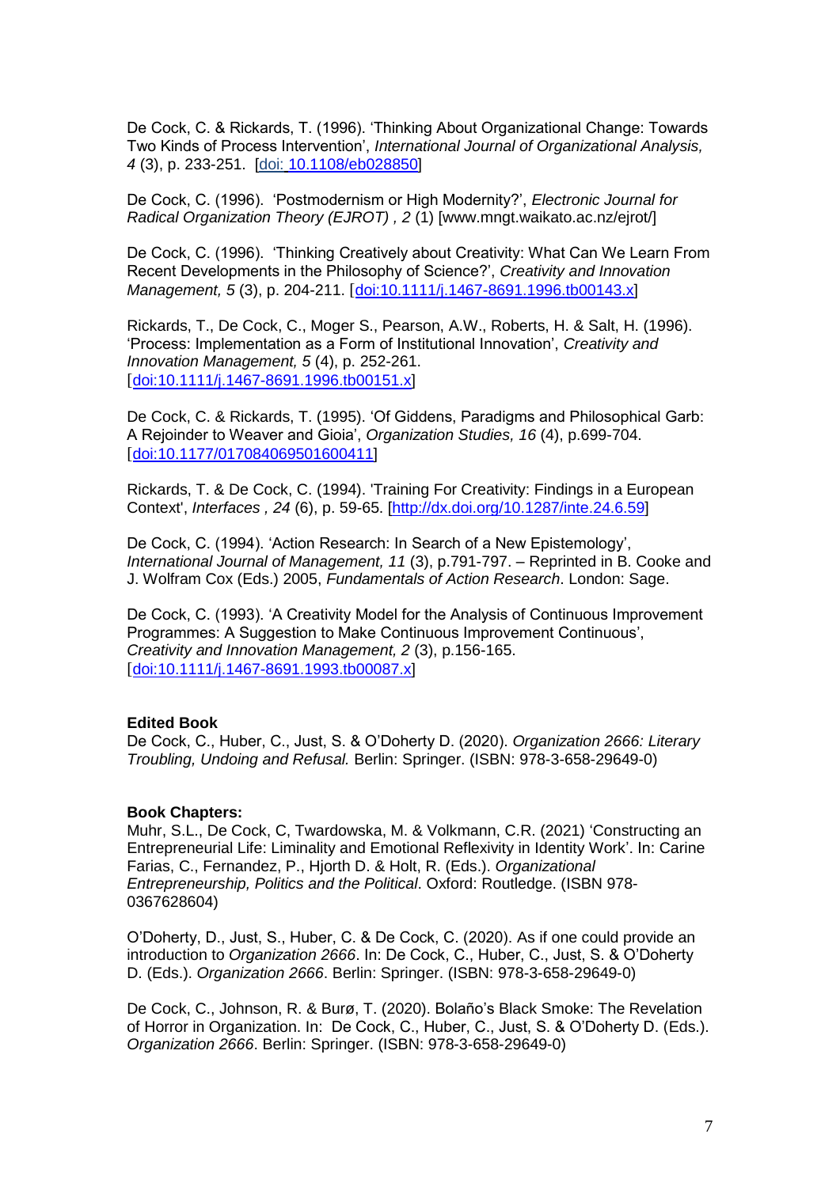De Cock, C. & Rickards, T. (1996). 'Thinking About Organizational Change: Towards Two Kinds of Process Intervention', *International Journal of Organizational Analysis, 4* (3), p. 233-251. [doi: 10.1108/eb028850]

De Cock, C. (1996). 'Postmodernism or High Modernity?', *Electronic Journal for Radical Organization Theory (EJROT) , 2* (1) [www.mngt.waikato.ac.nz/ejrot/]

De Cock, C. (1996). 'Thinking Creatively about Creativity: What Can We Learn From Recent Developments in the Philosophy of Science?', *Creativity and Innovation Management, 5* (3), p. 204-211. [doi:10.1111/j.1467-8691.1996.tb00143.x]

Rickards, T., De Cock, C., Moger S., Pearson, A.W., Roberts, H. & Salt, H. (1996). 'Process: Implementation as a Form of Institutional Innovation', *Creativity and Innovation Management, 5* (4), p. 252-261. [doi:10.1111/j.1467-8691.1996.tb00151.x]

De Cock, C. & Rickards, T. (1995). 'Of Giddens, Paradigms and Philosophical Garb: A Rejoinder to Weaver and Gioia', *Organization Studies, 16* (4), p.699-704. [doi:10.1177/017084069501600411]

Rickards, T. & De Cock, C. (1994). 'Training For Creativity: Findings in a European Context', *Interfaces , 24* (6), p. 59-65. [http://dx.doi.org/10.1287/inte.24.6.59]

De Cock, C. (1994). 'Action Research: In Search of a New Epistemology', *International Journal of Management, 11* (3), p.791-797. – Reprinted in B. Cooke and J. Wolfram Cox (Eds.) 2005, *Fundamentals of Action Research*. London: Sage.

De Cock, C. (1993). 'A Creativity Model for the Analysis of Continuous Improvement Programmes: A Suggestion to Make Continuous Improvement Continuous', *Creativity and Innovation Management, 2* (3), p.156-165. [doi:10.1111/j.1467-8691.1993.tb00087.x]

**Edited Book**

De Cock, C., Huber, C., Just, S. & O'Doherty D. (2020). *Organization 2666: Literary Troubling, Undoing and Refusal.* Berlin: Springer. (ISBN: 978-3-658-29649-0)

**Book Chapters:**

Muhr, S.L., De Cock, C, Twardowska, M. & Volkmann, C.R. (2021) 'Constructing an Entrepreneurial Life: Liminality and Emotional Reflexivity in Identity Work'. In: Carine Farias, C., Fernandez, P., Hjorth D. & Holt, R. (Eds.). *Organizational Entrepreneurship, Politics and the Political*. Oxford: Routledge. (ISBN 978-0367628604)

O'Doherty, D., Just, S., Huber, C. & De Cock, C. (2020). As if one could provide an introduction to *Organization 2666*. In: De Cock, C., Huber, C., Just, S. & O'Doherty D. (Eds.). *Organization 2666*. Berlin: Springer. (ISBN: 978-3-658-29649-0)

De Cock, C., Johnson, R. & Burø, T. (2020). Bolaño's Black Smoke: The Revelation of Horror in Organization. In: De Cock, C., Huber, C., Just, S. & O'Doherty D. (Eds.). *Organization 2666*. Berlin: Springer. (ISBN: 978-3-658-29649-0)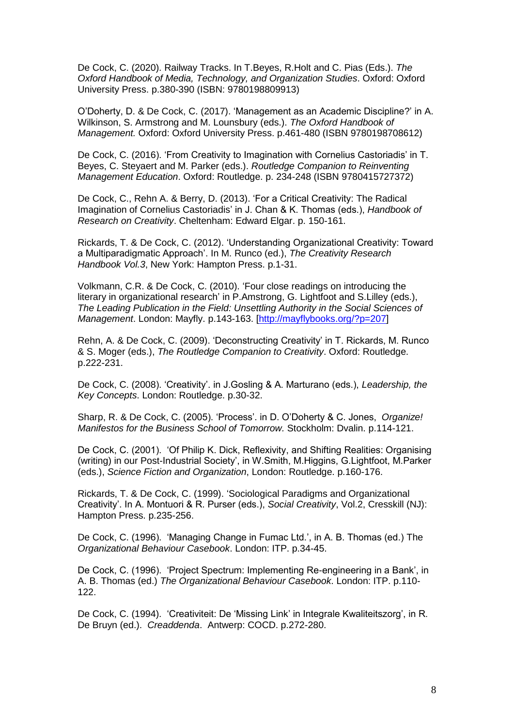De Cock, C. (2020). Railway Tracks. In T.Beyes, R.Holt and C. Pias (Eds.). *The Oxford Handbook of Media, Technology, and Organization Studies*. Oxford: Oxford University Press. p.380-390 (ISBN: 9780198809913)

O'Doherty, D. & De Cock, C. (2017). 'Management as an Academic Discipline?' in A. Wilkinson, S. Armstrong and M. Lounsbury (eds.). *The Oxford Handbook of Management.* Oxford: Oxford University Press. p.461-480 (ISBN 9780198708612)

De Cock, C. (2016). 'From Creativity to Imagination with Cornelius Castoriadis' in T. Beyes, C. Steyaert and M. Parker (eds.). *Routledge Companion to Reinventing Management Education*. Oxford: Routledge. p. 234-248 (ISBN 9780415727372)

De Cock, C., Rehn A. & Berry, D. (2013). 'For a Critical Creativity: The Radical Imagination of Cornelius Castoriadis' in J. Chan & K. Thomas (eds.), *Handbook of Research on Creativity*. Cheltenham: Edward Elgar. p. 150-161.

Rickards, T. & De Cock, C. (2012). 'Understanding Organizational Creativity: Toward a Multiparadigmatic Approach'. In M. Runco (ed.), *The Creativity Research Handbook Vol.3*, New York: Hampton Press. p.1-31.

Volkmann, C.R. & De Cock, C. (2010). 'Four close readings on introducing the literary in organizational research' in P.Amstrong, G. Lightfoot and S.Lilley (eds.), *The Leading Publication in the Field: Unsettling Authority in the Social Sciences of Management*. London: Mayfly. p.143-163. [http://mayflybooks.org/?p=207]

Rehn, A. & De Cock, C. (2009). 'Deconstructing Creativity' in T. Rickards, M. Runco & S. Moger (eds.), *The Routledge Companion to Creativity*. Oxford: Routledge. p.222-231.

De Cock, C. (2008). 'Creativity'. in J.Gosling & A. Marturano (eds.), *Leadership, the Key Concepts*. London: Routledge. p.30-32.

Sharp, R. & De Cock, C. (2005). 'Process'. in D. O'Doherty & C. Jones, *Organize! Manifestos for the Business School of Tomorrow.* Stockholm: Dvalin. p.114-121.

De Cock, C. (2001). 'Of Philip K. Dick, Reflexivity, and Shifting Realities: Organising (writing) in our Post-Industrial Society', in W.Smith, M.Higgins, G.Lightfoot, M.Parker (eds.), *Science Fiction and Organization*, London: Routledge. p.160-176.

Rickards, T. & De Cock, C. (1999). 'Sociological Paradigms and Organizational Creativity'. In A. Montuori & R. Purser (eds.), *Social Creativity*, Vol.2, Cresskill (NJ): Hampton Press. p.235-256.

De Cock, C. (1996). 'Managing Change in Fumac Ltd.', in A. B. Thomas (ed.) The *Organizational Behaviour Casebook*. London: ITP. p.34-45.

De Cock, C. (1996). 'Project Spectrum: Implementing Re-engineering in a Bank', in A. B. Thomas (ed.) *The Organizational Behaviour Casebook*. London: ITP. p.110-122.

De Cock, C. (1994). 'Creativiteit: De 'Missing Link' in Integrale Kwaliteitszorg', in R. De Bruyn (ed.). *Creaddenda*. Antwerp: COCD. p.272-280.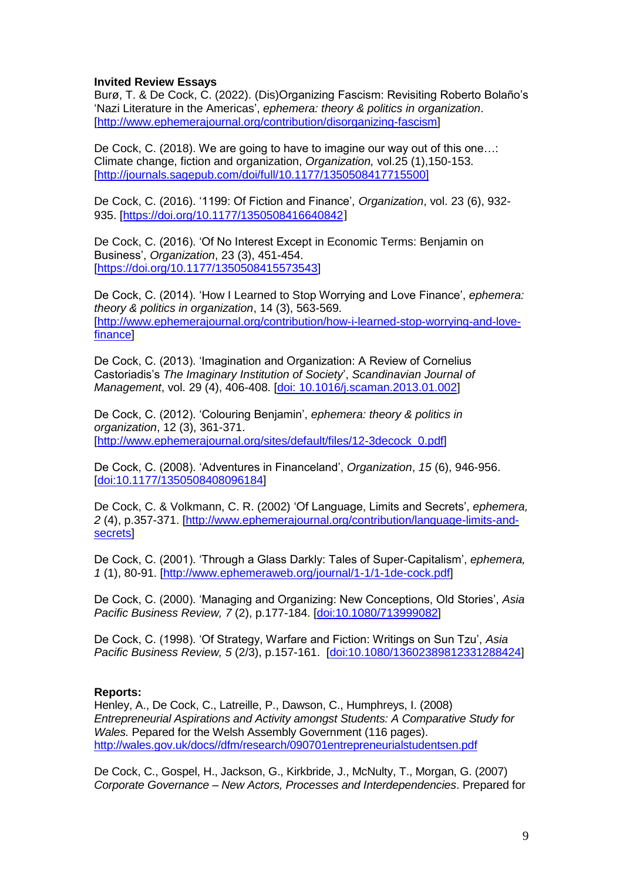**Invited Review Essays**

Burø, T. & De Cock, C. (2022). (Dis)Organizing Fascism: Revisiting Roberto Bolaño's 'Nazi Literature in the Americas', *ephemera: theory & politics in organization*. [http://www.ephemerajournal.org/contribution/disorganizing-fascism]

De Cock, C. (2018). We are going to have to imagine our way out of this one…: Climate change, fiction and organization, *Organization,* vol.25 (1),150-153. [http://journals.sagepub.com/doi/full/10.1177/1350508417715500]

De Cock, C. (2016). '1199: Of Fiction and Finance', *Organization*, vol. 23 (6), 932-935. [https://doi.org/10.1177/1350508416640842]

De Cock, C. (2016). 'Of No Interest Except in Economic Terms: Benjamin on Business', *Organization*, 23 (3), 451-454. [https://doi.org/10.1177/1350508415573543]

De Cock, C. (2014). 'How I Learned to Stop Worrying and Love Finance', *ephemera: theory & politics in organization*, 14 (3), 563-569. [http://www.ephemerajournal.org/contribution/how-i-learned-stop-worrying-and-love-finance]

De Cock, C. (2013). 'Imagination and Organization: A Review of Cornelius Castoriadis's *The Imaginary Institution of Society*', *Scandinavian Journal of Management*, vol. 29 (4), 406-408. [doi: 10.1016/j.scaman.2013.01.002]

De Cock, C. (2012). 'Colouring Benjamin', *ephemera: theory & politics in organization*, 12 (3), 361-371. [http://www.ephemerajournal.org/sites/default/files/12-3decock_0.pdf]

De Cock, C. (2008). 'Adventures in Financeland', *Organization*, *15* (6), 946-956. [doi:10.1177/1350508408096184]

De Cock, C. & Volkmann, C. R. (2002) 'Of Language, Limits and Secrets', *ephemera, 2* (4), p.357-371. [http://www.ephemerajournal.org/contribution/language-limits-and-secrets]

De Cock, C. (2001). 'Through a Glass Darkly: Tales of Super-Capitalism', *ephemera, 1* (1), 80-91. [http://www.ephemeraweb.org/journal/1-1/1-1de-cock.pdf]

De Cock, C. (2000). 'Managing and Organizing: New Conceptions, Old Stories', *Asia Pacific Business Review, 7* (2), p.177-184. [doi:10.1080/713999082]

De Cock, C. (1998). 'Of Strategy, Warfare and Fiction: Writings on Sun Tzu', *Asia Pacific Business Review, 5* (2/3), p.157-161. [doi:10.1080/13602389812331288424]

**Reports:**

Henley, A., De Cock, C., Latreille, P., Dawson, C., Humphreys, I. (2008) *Entrepreneurial Aspirations and Activity amongst Students: A Comparative Study for Wales.* Pepared for the Welsh Assembly Government (116 pages). http://wales.gov.uk/docs//dfm/research/090701entrepreneurialstudentsen.pdf

De Cock, C., Gospel, H., Jackson, G., Kirkbride, J., McNulty, T., Morgan, G. (2007) *Corporate Governance – New Actors, Processes and Interdependencies*. Prepared for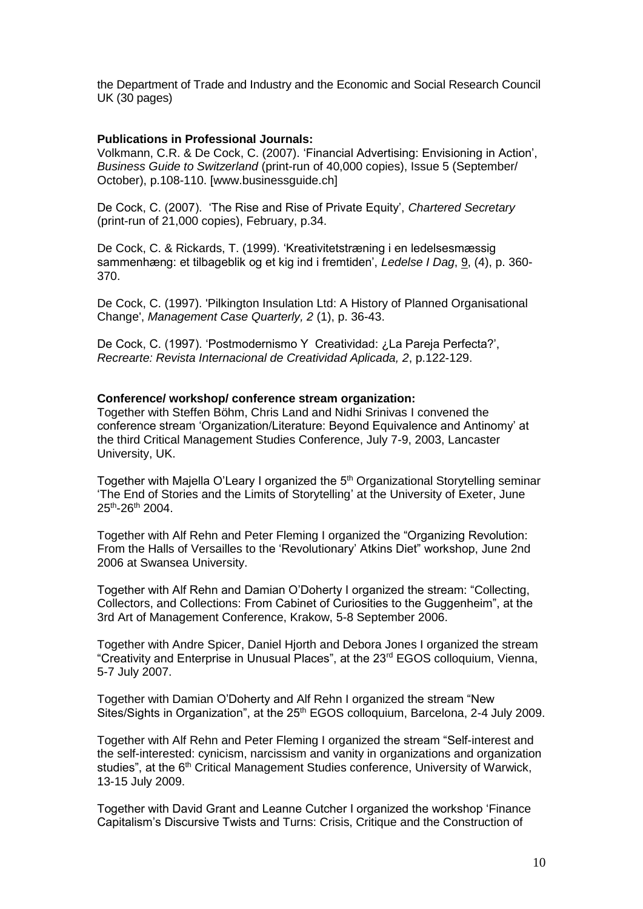the Department of Trade and Industry and the Economic and Social Research Council UK (30 pages)

**Publications in Professional Journals:**

Volkmann, C.R. & De Cock, C. (2007). 'Financial Advertising: Envisioning in Action', *Business Guide to Switzerland* (print-run of 40,000 copies), Issue 5 (September/ October), p.108-110. [www.businessguide.ch]

De Cock, C. (2007). 'The Rise and Rise of Private Equity', *Chartered Secretary* (print-run of 21,000 copies), February, p.34.

De Cock, C. & Rickards, T. (1999). 'Kreativitetstræning i en ledelsesmæssig sammenhæng: et tilbageblik og et kig ind i fremtiden', *Ledelse I Dag*, 9, (4), p. 360-370.

De Cock, C. (1997). 'Pilkington Insulation Ltd: A History of Planned Organisational Change', *Management Case Quarterly, 2* (1), p. 36-43.

De Cock, C. (1997). 'Postmodernismo Y Creatividad: ¿La Pareja Perfecta?', *Recrearte: Revista Internacional de Creatividad Aplicada, 2*, p.122-129.

**Conference/ workshop/ conference stream organization:**

Together with Steffen Böhm, Chris Land and Nidhi Srinivas I convened the conference stream 'Organization/Literature: Beyond Equivalence and Antinomy' at the third Critical Management Studies Conference, July 7-9, 2003, Lancaster University, UK.

Together with Majella O'Leary I organized the 5th Organizational Storytelling seminar 'The End of Stories and the Limits of Storytelling' at the University of Exeter, June 25th-26th 2004.

Together with Alf Rehn and Peter Fleming I organized the "Organizing Revolution: From the Halls of Versailles to the 'Revolutionary' Atkins Diet" workshop, June 2nd 2006 at Swansea University.

Together with Alf Rehn and Damian O'Doherty I organized the stream: "Collecting, Collectors, and Collections: From Cabinet of Curiosities to the Guggenheim", at the 3rd Art of Management Conference, Krakow, 5-8 September 2006.

Together with Andre Spicer, Daniel Hjorth and Debora Jones I organized the stream "Creativity and Enterprise in Unusual Places", at the 23rd EGOS colloquium, Vienna, 5-7 July 2007.

Together with Damian O'Doherty and Alf Rehn I organized the stream "New Sites/Sights in Organization", at the 25th EGOS colloquium, Barcelona, 2-4 July 2009.

Together with Alf Rehn and Peter Fleming I organized the stream "Self-interest and the self-interested: cynicism, narcissism and vanity in organizations and organization studies", at the 6th Critical Management Studies conference, University of Warwick, 13-15 July 2009.

Together with David Grant and Leanne Cutcher I organized the workshop 'Finance Capitalism's Discursive Twists and Turns: Crisis, Critique and the Construction of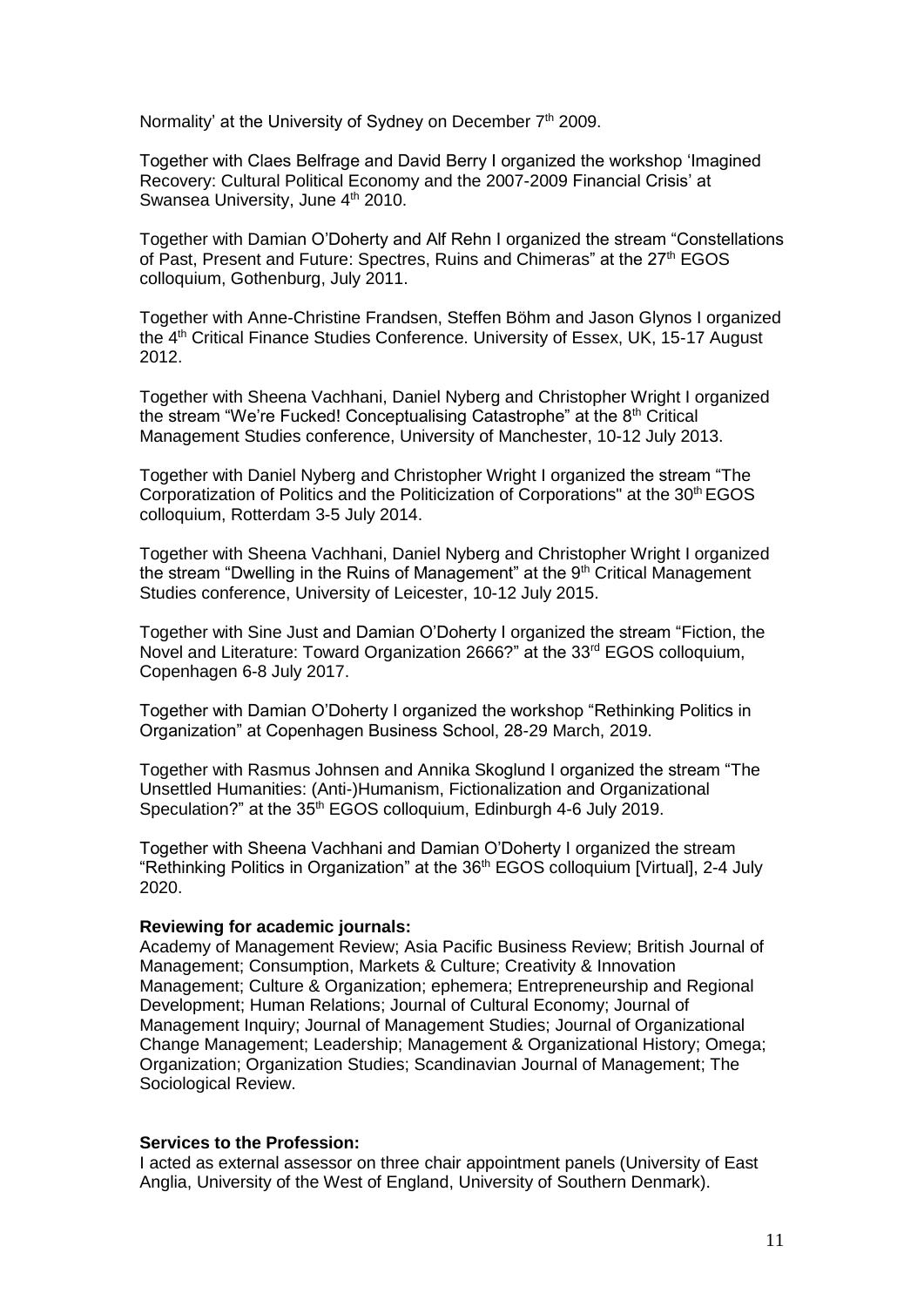Normality' at the University of Sydney on December 7th 2009.

Together with Claes Belfrage and David Berry I organized the workshop 'Imagined Recovery: Cultural Political Economy and the 2007-2009 Financial Crisis' at Swansea University, June 4th 2010.

Together with Damian O'Doherty and Alf Rehn I organized the stream "Constellations of Past, Present and Future: Spectres, Ruins and Chimeras" at the 27th EGOS colloquium, Gothenburg, July 2011.

Together with Anne-Christine Frandsen, Steffen Böhm and Jason Glynos I organized the 4th Critical Finance Studies Conference. University of Essex, UK, 15-17 August 2012.

Together with Sheena Vachhani, Daniel Nyberg and Christopher Wright I organized the stream "We're Fucked! Conceptualising Catastrophe" at the 8th Critical Management Studies conference, University of Manchester, 10-12 July 2013.

Together with Daniel Nyberg and Christopher Wright I organized the stream "The Corporatization of Politics and the Politicization of Corporations" at the 30th EGOS colloquium, Rotterdam 3-5 July 2014.

Together with Sheena Vachhani, Daniel Nyberg and Christopher Wright I organized the stream "Dwelling in the Ruins of Management" at the 9th Critical Management Studies conference, University of Leicester, 10-12 July 2015.

Together with Sine Just and Damian O'Doherty I organized the stream "Fiction, the Novel and Literature: Toward Organization 2666?" at the 33rd EGOS colloquium, Copenhagen 6-8 July 2017.

Together with Damian O'Doherty I organized the workshop "Rethinking Politics in Organization" at Copenhagen Business School, 28-29 March, 2019.

Together with Rasmus Johnsen and Annika Skoglund I organized the stream "The Unsettled Humanities: (Anti-)Humanism, Fictionalization and Organizational Speculation?" at the 35th EGOS colloquium, Edinburgh 4-6 July 2019.

Together with Sheena Vachhani and Damian O'Doherty I organized the stream "Rethinking Politics in Organization" at the 36th EGOS colloquium [Virtual], 2-4 July 2020.

**Reviewing for academic journals:**
Academy of Management Review; Asia Pacific Business Review; British Journal of Management; Consumption, Markets & Culture; Creativity & Innovation Management; Culture & Organization; ephemera; Entrepreneurship and Regional Development; Human Relations; Journal of Cultural Economy; Journal of Management Inquiry; Journal of Management Studies; Journal of Organizational Change Management; Leadership; Management & Organizational History; Omega; Organization; Organization Studies; Scandinavian Journal of Management; The Sociological Review.

**Services to the Profession:**
I acted as external assessor on three chair appointment panels (University of East Anglia, University of the West of England, University of Southern Denmark).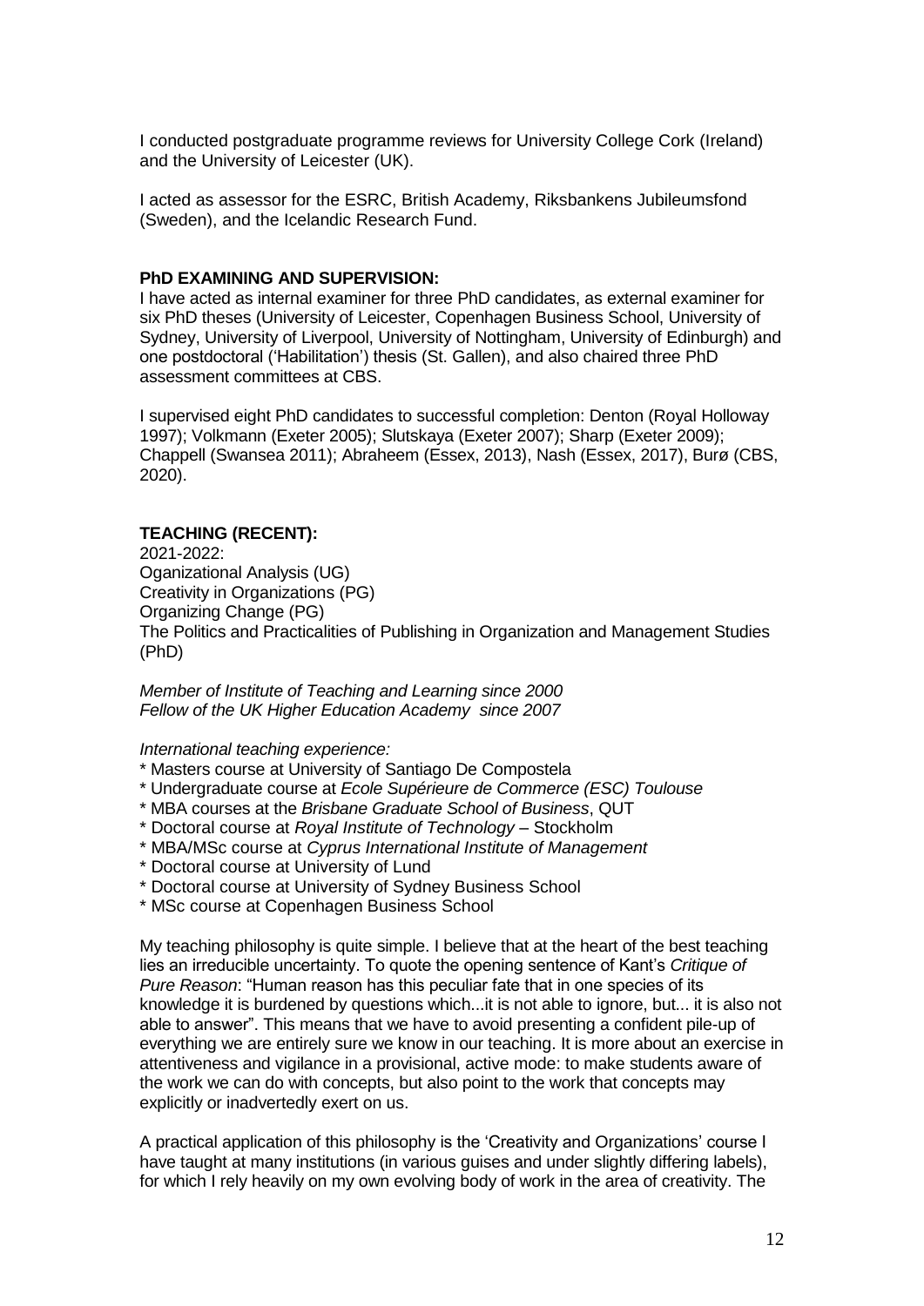I conducted postgraduate programme reviews for University College Cork (Ireland) and the University of Leicester (UK).

I acted as assessor for the ESRC, British Academy, Riksbankens Jubileumsfond (Sweden), and the Icelandic Research Fund.

**PhD EXAMINING AND SUPERVISION:**

I have acted as internal examiner for three PhD candidates, as external examiner for six PhD theses (University of Leicester, Copenhagen Business School, University of Sydney, University of Liverpool, University of Nottingham, University of Edinburgh) and one postdoctoral ('Habilitation') thesis (St. Gallen), and also chaired three PhD assessment committees at CBS.

I supervised eight PhD candidates to successful completion: Denton (Royal Holloway 1997); Volkmann (Exeter 2005); Slutskaya (Exeter 2007); Sharp (Exeter 2009); Chappell (Swansea 2011); Abraheem (Essex, 2013), Nash (Essex, 2017), Burø (CBS, 2020).

**TEACHING (RECENT):**

2021-2022:
Oganizational Analysis (UG)
Creativity in Organizations (PG)
Organizing Change (PG)
The Politics and Practicalities of Publishing in Organization and Management Studies (PhD)

*Member of Institute of Teaching and Learning since 2000*
*Fellow of the UK Higher Education Academy since 2007*

*International teaching experience:*

* Masters course at University of Santiago De Compostela
* Undergraduate course at *Ecole Supérieure de Commerce (ESC) Toulouse*
* MBA courses at the *Brisbane Graduate School of Business*, QUT
* Doctoral course at *Royal Institute of Technology* – Stockholm
* MBA/MSc course at *Cyprus International Institute of Management*
* Doctoral course at University of Lund
* Doctoral course at University of Sydney Business School
* MSc course at Copenhagen Business School

My teaching philosophy is quite simple. I believe that at the heart of the best teaching lies an irreducible uncertainty. To quote the opening sentence of Kant's *Critique of Pure Reason*: "Human reason has this peculiar fate that in one species of its knowledge it is burdened by questions which...it is not able to ignore, but... it is also not able to answer". This means that we have to avoid presenting a confident pile-up of everything we are entirely sure we know in our teaching. It is more about an exercise in attentiveness and vigilance in a provisional, active mode: to make students aware of the work we can do with concepts, but also point to the work that concepts may explicitly or inadvertedly exert on us.

A practical application of this philosophy is the 'Creativity and Organizations' course I have taught at many institutions (in various guises and under slightly differing labels), for which I rely heavily on my own evolving body of work in the area of creativity. The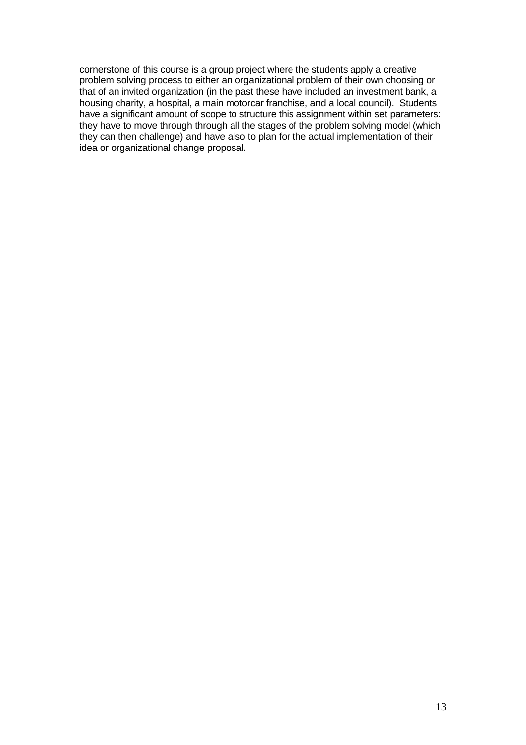cornerstone of this course is a group project where the students apply a creative problem solving process to either an organizational problem of their own choosing or that of an invited organization (in the past these have included an investment bank, a housing charity, a hospital, a main motorcar franchise, and a local council). Students have a significant amount of scope to structure this assignment within set parameters: they have to move through through all the stages of the problem solving model (which they can then challenge) and have also to plan for the actual implementation of their idea or organizational change proposal.